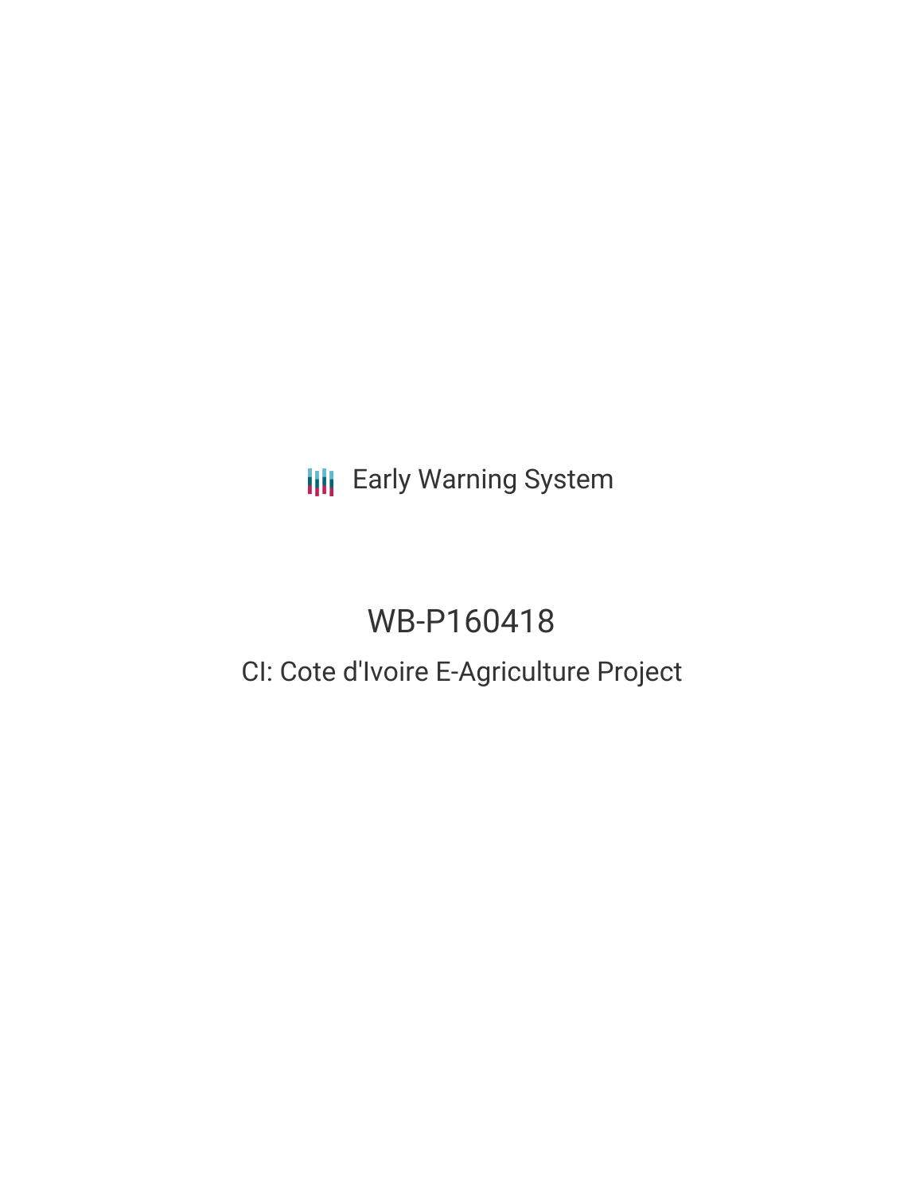Early Warning System

# WB-P160418

## CI: Cote d'Ivoire E-Agriculture Project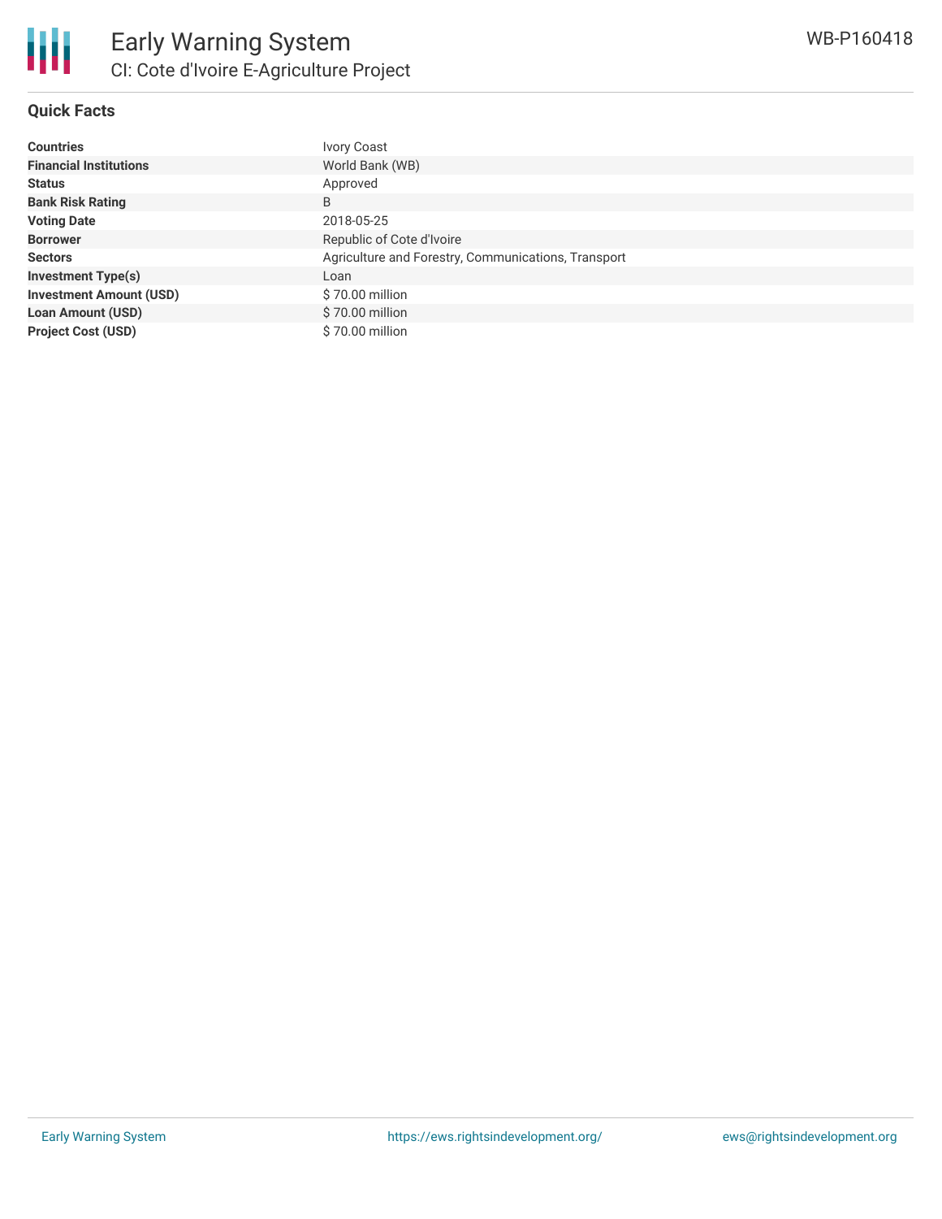# Early Warning System

## CI: Cote d'Ivoire E-Agriculture Project

WB-P160418

### Quick Facts

| | |
|---|---|
| **Countries** | Ivory Coast |
| **Financial Institutions** | World Bank (WB) |
| **Status** | Approved |
| **Bank Risk Rating** | B |
| **Voting Date** | 2018-05-25 |
| **Borrower** | Republic of Cote d'Ivoire |
| **Sectors** | Agriculture and Forestry, Communications, Transport |
| **Investment Type(s)** | Loan |
| **Investment Amount (USD)** | $ 70.00 million |
| **Loan Amount (USD)** | $ 70.00 million |
| **Project Cost (USD)** | $ 70.00 million |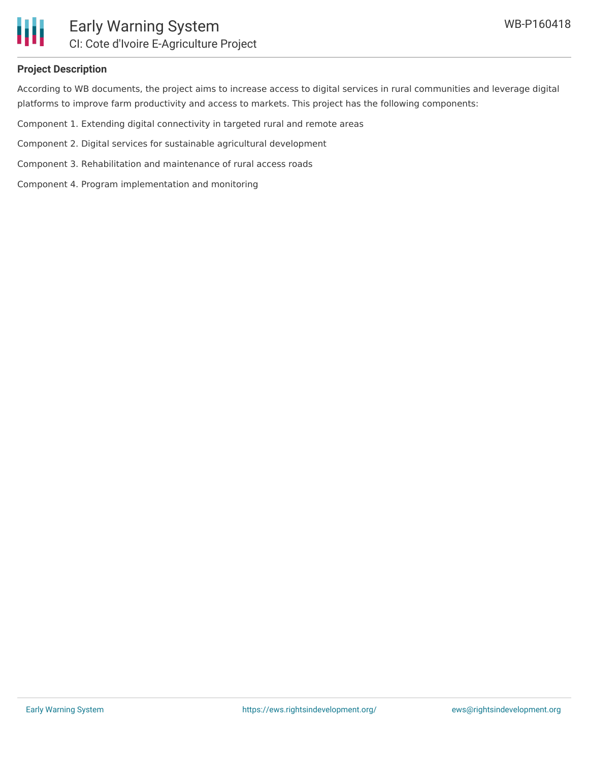**Project Description**

According to WB documents, the project aims to increase access to digital services in rural communities and leverage digital platforms to improve farm productivity and access to markets. This project has the following components:

Component 1. Extending digital connectivity in targeted rural and remote areas

Component 2. Digital services for sustainable agricultural development

Component 3. Rehabilitation and maintenance of rural access roads

Component 4. Program implementation and monitoring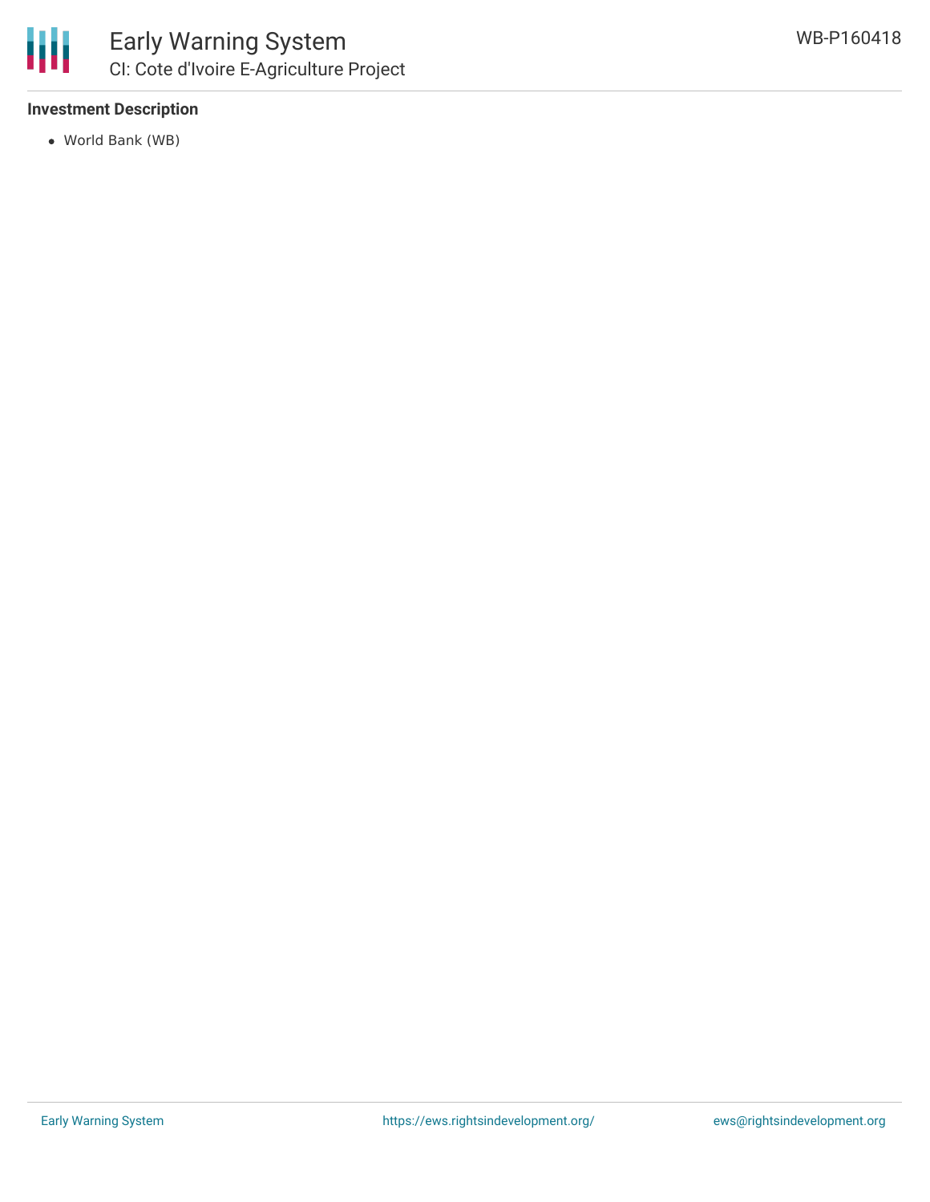**Investment Description**

- World Bank (WB)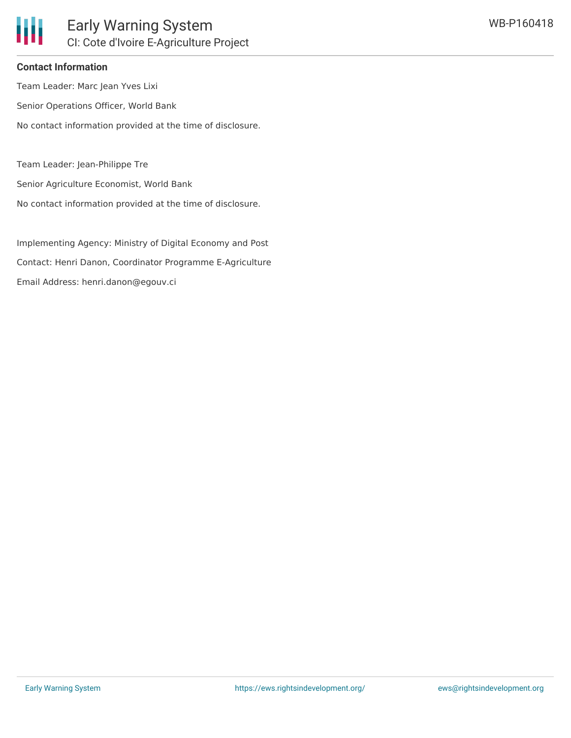#### Contact Information

Team Leader: Marc Jean Yves Lixi

Senior Operations Officer, World Bank

No contact information provided at the time of disclosure.

Team Leader: Jean-Philippe Tre

Senior Agriculture Economist, World Bank

No contact information provided at the time of disclosure.

Implementing Agency: Ministry of Digital Economy and Post

Contact: Henri Danon, Coordinator Programme E-Agriculture

Email Address: henri.danon@egouv.ci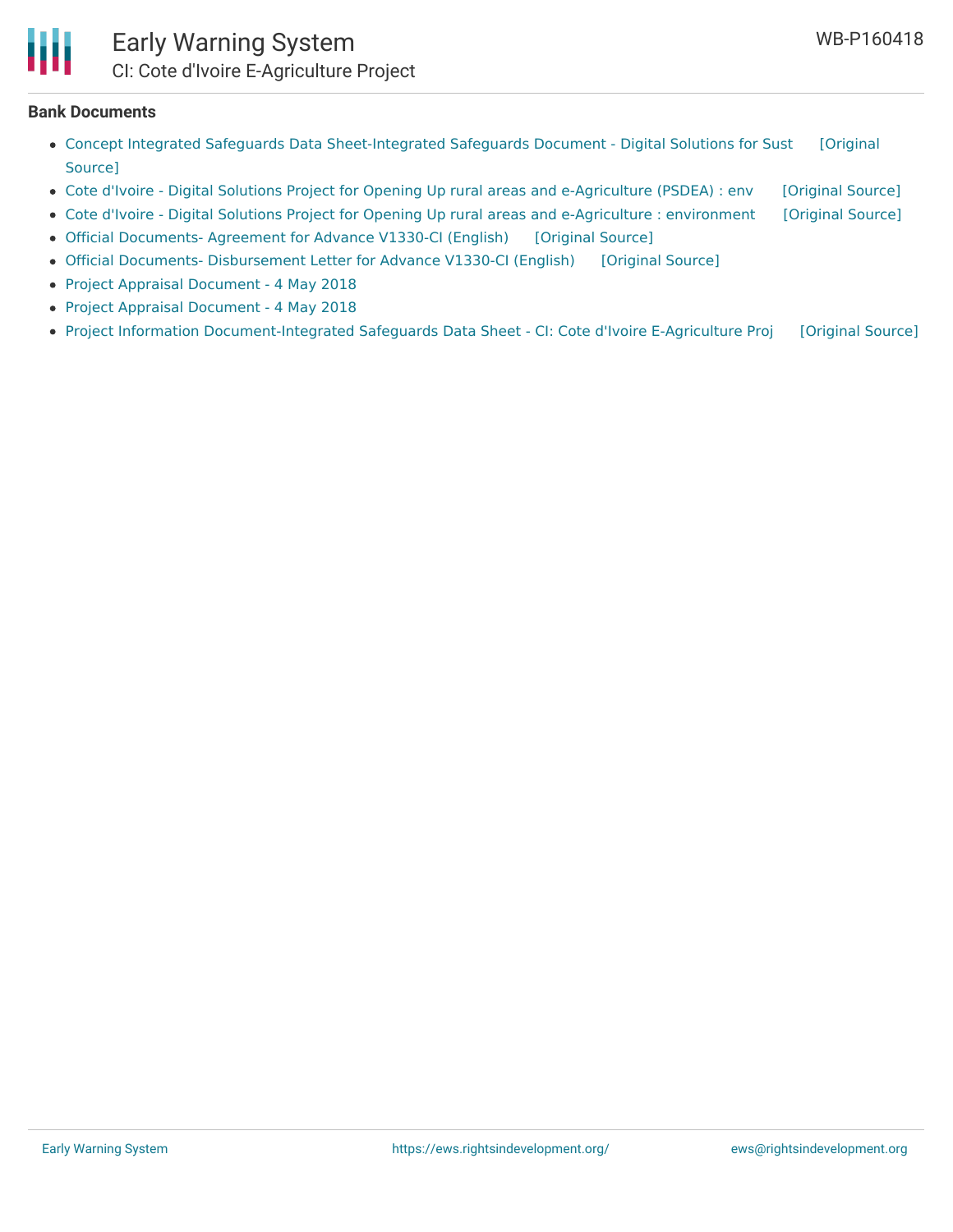**Bank Documents**

- Concept Integrated Safeguards Data Sheet-Integrated Safeguards Document - Digital Solutions for Sust [Original Source]
- Cote d'Ivoire - Digital Solutions Project for Opening Up rural areas and e-Agriculture (PSDEA) : env [Original Source]
- Cote d'Ivoire - Digital Solutions Project for Opening Up rural areas and e-Agriculture : environment [Original Source]
- Official Documents- Agreement for Advance V1330-CI (English) [Original Source]
- Official Documents- Disbursement Letter for Advance V1330-CI (English) [Original Source]
- Project Appraisal Document - 4 May 2018
- Project Appraisal Document - 4 May 2018
- Project Information Document-Integrated Safeguards Data Sheet - CI: Cote d'Ivoire E-Agriculture Proj [Original Source]